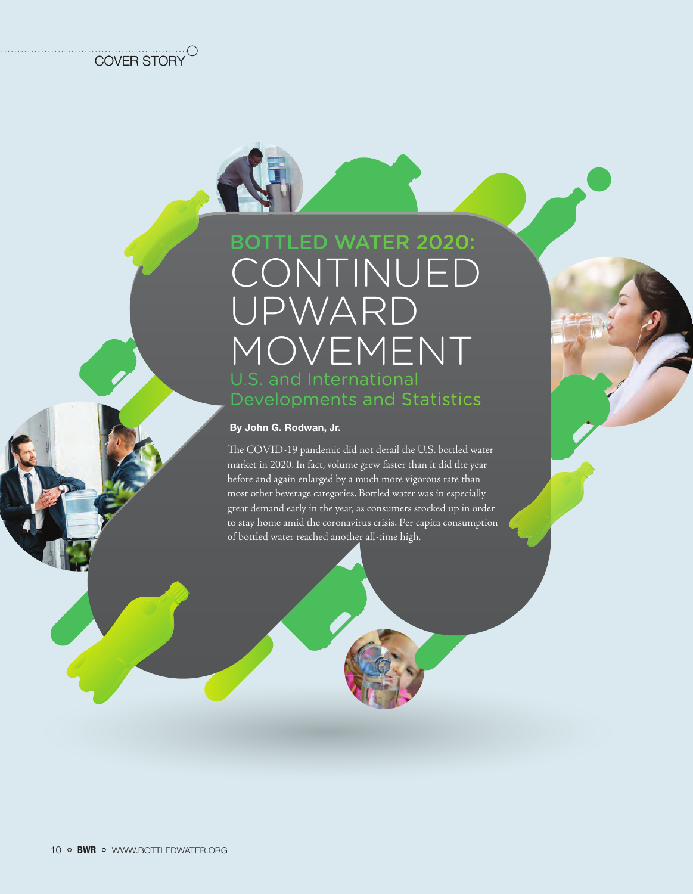COVER STORY

# BOTTLED WATER 2020: CONTINUED UPWARD MOVEMENT

## U.S. and International Developments and Statistics

**By John G. Rodwan, Jr.**

The COVID-19 pandemic did not derail the U.S. bottled water market in 2020. In fact, volume grew faster than it did the year before and again enlarged by a much more vigorous rate than most other beverage categories. Bottled water was in especially great demand early in the year, as consumers stocked up in order to stay home amid the coronavirus crisis. Per capita consumption of bottled water reached another all-time high.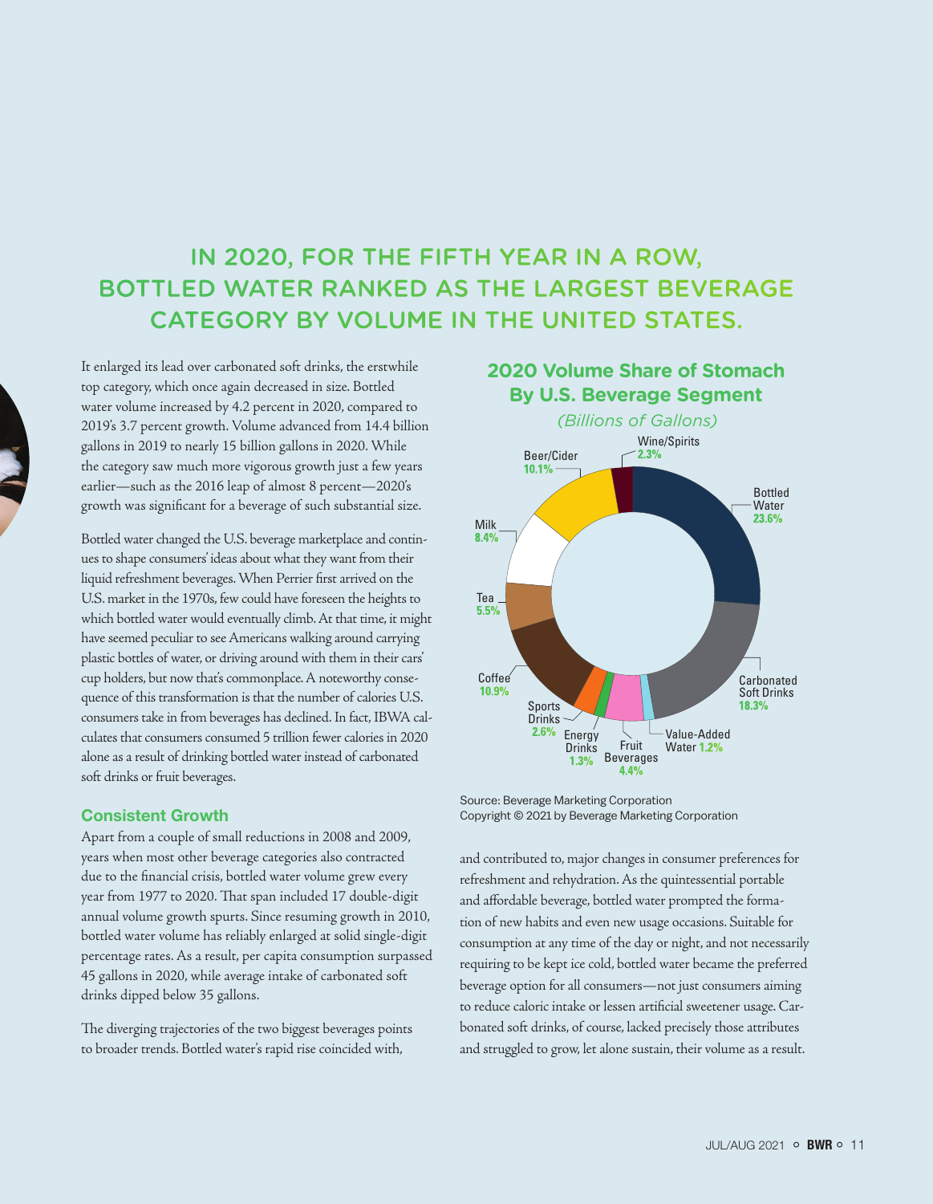## IN 2020, FOR THE FIFTH YEAR IN A ROW, BOTTLED WATER RANKED AS THE LARGEST BEVERAGE CATEGORY BY VOLUME IN THE UNITED STATES.

It enlarged its lead over carbonated soft drinks, the erstwhile top category, which once again decreased in size. Bottled water volume increased by 4.2 percent in 2020, compared to 2019's 3.7 percent growth. Volume advanced from 14.4 billion gallons in 2019 to nearly 15 billion gallons in 2020. While the category saw much more vigorous growth just a few years earlier—such as the 2016 leap of almost 8 percent—2020's growth was significant for a beverage of such substantial size.

Bottled water changed the U.S. beverage marketplace and continues to shape consumers' ideas about what they want from their liquid refreshment beverages. When Perrier first arrived on the U.S. market in the 1970s, few could have foreseen the heights to which bottled water would eventually climb. At that time, it might have seemed peculiar to see Americans walking around carrying plastic bottles of water, or driving around with them in their cars' cup holders, but now that's commonplace. A noteworthy consequence of this transformation is that the number of calories U.S. consumers take in from beverages has declined. In fact, IBWA calculates that consumers consumed 5 trillion fewer calories in 2020 alone as a result of drinking bottled water instead of carbonated soft drinks or fruit beverages.

### Consistent Growth

Apart from a couple of small reductions in 2008 and 2009, years when most other beverage categories also contracted due to the financial crisis, bottled water volume grew every year from 1977 to 2020. That span included 17 double-digit annual volume growth spurts. Since resuming growth in 2010, bottled water volume has reliably enlarged at solid single-digit percentage rates. As a result, per capita consumption surpassed 45 gallons in 2020, while average intake of carbonated soft drinks dipped below 35 gallons.

The diverging trajectories of the two biggest beverages points to broader trends. Bottled water's rapid rise coincided with, and contributed to, major changes in consumer preferences for refreshment and rehydration. As the quintessential portable and affordable beverage, bottled water prompted the formation of new habits and even new usage occasions. Suitable for consumption at any time of the day or night, and not necessarily requiring to be kept ice cold, bottled water became the preferred beverage option for all consumers—not just consumers aiming to reduce caloric intake or lessen artificial sweetener usage. Carbonated soft drinks, of course, lacked precisely those attributes and struggled to grow, let alone sustain, their volume as a result.

**2020 Volume Share of Stomach By U.S. Beverage Segment**

*(Billions of Gallons)*

| Segment | Share |
|---|---|
| Bottled Water | 23.6% |
| Carbonated Soft Drinks | 18.3% |
| Value-Added Water | 1.2% |
| Fruit Beverages | 4.4% |
| Energy Drinks | 1.3% |
| Sports Drinks | 2.6% |
| Coffee | 10.9% |
| Tea | 5.5% |
| Milk | 8.4% |
| Beer/Cider | 10.1% |
| Wine/Spirits | 2.3% |

Source: Beverage Marketing Corporation
Copyright © 2021 by Beverage Marketing Corporation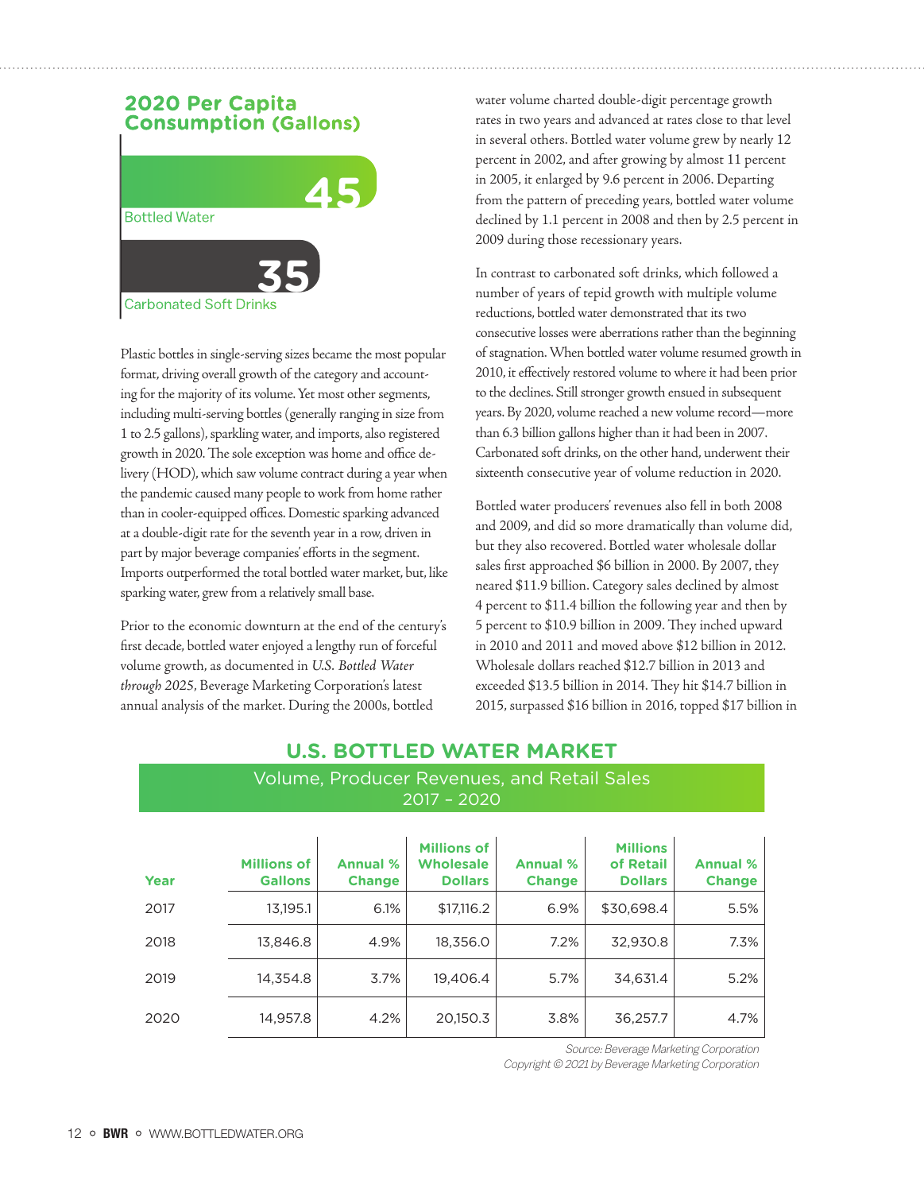## 2020 Per Capita Consumption (Gallons)

Bottled Water: 45

Carbonated Soft Drinks: 35

Plastic bottles in single-serving sizes became the most popular format, driving overall growth of the category and accounting for the majority of its volume. Yet most other segments, including multi-serving bottles (generally ranging in size from 1 to 2.5 gallons), sparkling water, and imports, also registered growth in 2020. The sole exception was home and office delivery (HOD), which saw volume contract during a year when the pandemic caused many people to work from home rather than in cooler-equipped offices. Domestic sparking advanced at a double-digit rate for the seventh year in a row, driven in part by major beverage companies' efforts in the segment. Imports outperformed the total bottled water market, but, like sparking water, grew from a relatively small base.

Prior to the economic downturn at the end of the century's first decade, bottled water enjoyed a lengthy run of forceful volume growth, as documented in *U.S. Bottled Water through 2025*, Beverage Marketing Corporation's latest annual analysis of the market. During the 2000s, bottled water volume charted double-digit percentage growth rates in two years and advanced at rates close to that level in several others. Bottled water volume grew by nearly 12 percent in 2002, and after growing by almost 11 percent in 2005, it enlarged by 9.6 percent in 2006. Departing from the pattern of preceding years, bottled water volume declined by 1.1 percent in 2008 and then by 2.5 percent in 2009 during those recessionary years.

In contrast to carbonated soft drinks, which followed a number of years of tepid growth with multiple volume reductions, bottled water demonstrated that its two consecutive losses were aberrations rather than the beginning of stagnation. When bottled water volume resumed growth in 2010, it effectively restored volume to where it had been prior to the declines. Still stronger growth ensued in subsequent years. By 2020, volume reached a new volume record—more than 6.3 billion gallons higher than it had been in 2007. Carbonated soft drinks, on the other hand, underwent their sixteenth consecutive year of volume reduction in 2020.

Bottled water producers' revenues also fell in both 2008 and 2009, and did so more dramatically than volume did, but they also recovered. Bottled water wholesale dollar sales first approached $6 billion in 2000. By 2007, they neared $11.9 billion. Category sales declined by almost 4 percent to $11.4 billion the following year and then by 5 percent to $10.9 billion in 2009. They inched upward in 2010 and 2011 and moved above $12 billion in 2012. Wholesale dollars reached $12.7 billion in 2013 and exceeded $13.5 billion in 2014. They hit $14.7 billion in 2015, surpassed $16 billion in 2016, topped $17 billion in

## U.S. BOTTLED WATER MARKET

Volume, Producer Revenues, and Retail Sales 2017 – 2020

| Year | Millions of Gallons | Annual % Change | Millions of Wholesale Dollars | Annual % Change | Millions of Retail Dollars | Annual % Change |
|---|---|---|---|---|---|---|
| 2017 | 13,195.1 | 6.1% | $17,116.2 | 6.9% | $30,698.4 | 5.5% |
| 2018 | 13,846.8 | 4.9% | 18,356.0 | 7.2% | 32,930.8 | 7.3% |
| 2019 | 14,354.8 | 3.7% | 19,406.4 | 5.7% | 34,631.4 | 5.2% |
| 2020 | 14,957.8 | 4.2% | 20,150.3 | 3.8% | 36,257.7 | 4.7% |

*Source: Beverage Marketing Corporation*
*Copyright © 2021 by Beverage Marketing Corporation*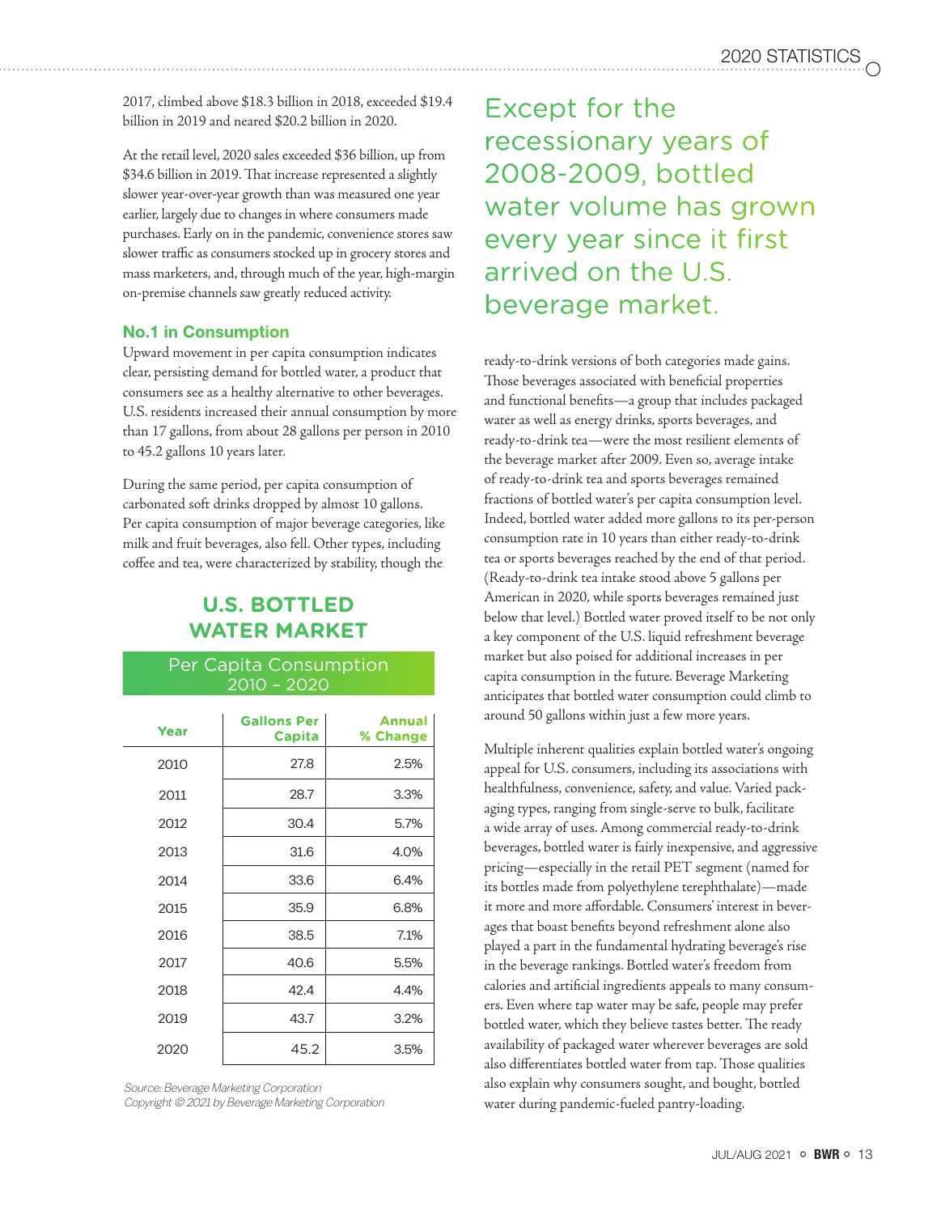2017, climbed above $18.3 billion in 2018, exceeded $19.4 billion in 2019 and neared $20.2 billion in 2020.

At the retail level, 2020 sales exceeded $36 billion, up from $34.6 billion in 2019. That increase represented a slightly slower year-over-year growth than was measured one year earlier, largely due to changes in where consumers made purchases. Early on in the pandemic, convenience stores saw slower traffic as consumers stocked up in grocery stores and mass marketers, and, through much of the year, high-margin on-premise channels saw greatly reduced activity.

### No.1 in Consumption

Upward movement in per capita consumption indicates clear, persisting demand for bottled water, a product that consumers see as a healthy alternative to other beverages. U.S. residents increased their annual consumption by more than 17 gallons, from about 28 gallons per person in 2010 to 45.2 gallons 10 years later.

During the same period, per capita consumption of carbonated soft drinks dropped by almost 10 gallons. Per capita consumption of major beverage categories, like milk and fruit beverages, also fell. Other types, including coffee and tea, were characterized by stability, though the ready-to-drink versions of both categories made gains. Those beverages associated with beneficial properties and functional benefits—a group that includes packaged water as well as energy drinks, sports beverages, and ready-to-drink tea—were the most resilient elements of the beverage market after 2009. Even so, average intake of ready-to-drink tea and sports beverages remained fractions of bottled water's per capita consumption level. Indeed, bottled water added more gallons to its per-person consumption rate in 10 years than either ready-to-drink tea or sports beverages reached by the end of that period. (Ready-to-drink tea intake stood above 5 gallons per American in 2020, while sports beverages remained just below that level.) Bottled water proved itself to be not only a key component of the U.S. liquid refreshment beverage market but also poised for additional increases in per capita consumption in the future. Beverage Marketing anticipates that bottled water consumption could climb to around 50 gallons within just a few more years.

## U.S. BOTTLED WATER MARKET

**Per Capita Consumption 2010 – 2020**

| Year | Gallons Per Capita | Annual % Change |
|---|---|---|
| 2010 | 27.8 | 2.5% |
| 2011 | 28.7 | 3.3% |
| 2012 | 30.4 | 5.7% |
| 2013 | 31.6 | 4.0% |
| 2014 | 33.6 | 6.4% |
| 2015 | 35.9 | 6.8% |
| 2016 | 38.5 | 7.1% |
| 2017 | 40.6 | 5.5% |
| 2018 | 42.4 | 4.4% |
| 2019 | 43.7 | 3.2% |
| 2020 | 45.2 | 3.5% |

*Source: Beverage Marketing Corporation*
*Copyright © 2021 by Beverage Marketing Corporation*

> Except for the recessionary years of 2008-2009, bottled water volume has grown every year since it first arrived on the U.S. beverage market.

Multiple inherent qualities explain bottled water's ongoing appeal for U.S. consumers, including its associations with healthfulness, convenience, safety, and value. Varied packaging types, ranging from single-serve to bulk, facilitate a wide array of uses. Among commercial ready-to-drink beverages, bottled water is fairly inexpensive, and aggressive pricing—especially in the retail PET segment (named for its bottles made from polyethylene terephthalate)—made it more and more affordable. Consumers' interest in beverages that boast benefits beyond refreshment alone also played a part in the fundamental hydrating beverage's rise in the beverage rankings. Bottled water's freedom from calories and artificial ingredients appeals to many consumers. Even where tap water may be safe, people may prefer bottled water, which they believe tastes better. The ready availability of packaged water wherever beverages are sold also differentiates bottled water from tap. Those qualities also explain why consumers sought, and bought, bottled water during pandemic-fueled pantry-loading.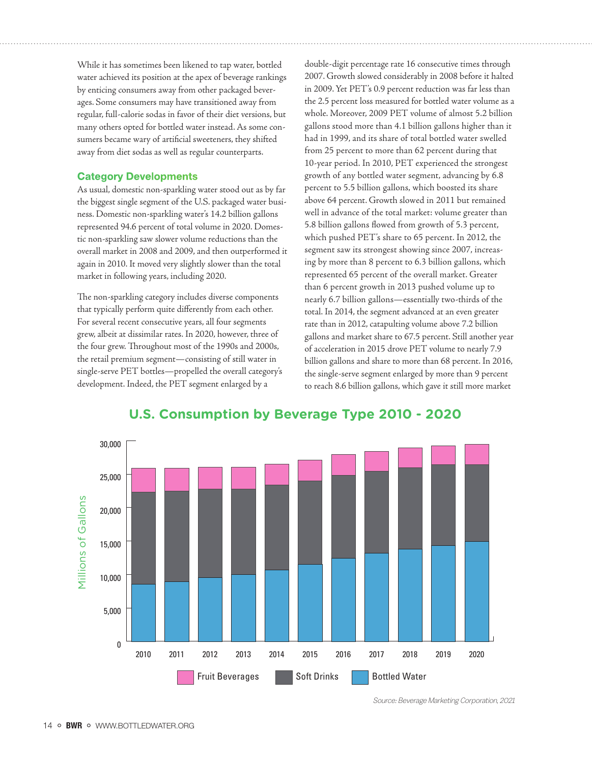While it has sometimes been likened to tap water, bottled water achieved its position at the apex of beverage rankings by enticing consumers away from other packaged beverages. Some consumers may have transitioned away from regular, full-calorie sodas in favor of their diet versions, but many others opted for bottled water instead. As some consumers became wary of artificial sweeteners, they shifted away from diet sodas as well as regular counterparts.

## Category Developments

As usual, domestic non-sparkling water stood out as by far the biggest single segment of the U.S. packaged water business. Domestic non-sparkling water's 14.2 billion gallons represented 94.6 percent of total volume in 2020. Domestic non-sparkling saw slower volume reductions than the overall market in 2008 and 2009, and then outperformed it again in 2010. It moved very slightly slower than the total market in following years, including 2020.

The non-sparkling category includes diverse components that typically perform quite differently from each other. For several recent consecutive years, all four segments grew, albeit at dissimilar rates. In 2020, however, three of the four grew. Throughout most of the 1990s and 2000s, the retail premium segment—consisting of still water in single-serve PET bottles—propelled the overall category's development. Indeed, the PET segment enlarged by a double-digit percentage rate 16 consecutive times through 2007. Growth slowed considerably in 2008 before it halted in 2009. Yet PET's 0.9 percent reduction was far less than the 2.5 percent loss measured for bottled water volume as a whole. Moreover, 2009 PET volume of almost 5.2 billion gallons stood more than 4.1 billion gallons higher than it had in 1999, and its share of total bottled water swelled from 25 percent to more than 62 percent during that 10-year period. In 2010, PET experienced the strongest growth of any bottled water segment, advancing by 6.8 percent to 5.5 billion gallons, which boosted its share above 64 percent. Growth slowed in 2011 but remained well in advance of the total market: volume greater than 5.8 billion gallons flowed from growth of 5.3 percent, which pushed PET's share to 65 percent. In 2012, the segment saw its strongest showing since 2007, increasing by more than 8 percent to 6.3 billion gallons, which represented 65 percent of the overall market. Greater than 6 percent growth in 2013 pushed volume up to nearly 6.7 billion gallons—essentially two-thirds of the total. In 2014, the segment advanced at an even greater rate than in 2012, catapulting volume above 7.2 billion gallons and market share to 67.5 percent. Still another year of acceleration in 2015 drove PET volume to nearly 7.9 billion gallons and share to more than 68 percent. In 2016, the single-serve segment enlarged by more than 9 percent to reach 8.6 billion gallons, which gave it still more market

## U.S. Consumption by Beverage Type 2010 - 2020

Millions of Gallons (stacked bars: Fruit Beverages, Soft Drinks, Bottled Water; years 2010–2020; y-axis 0 to 30,000)

Source: Beverage Marketing Corporation, 2021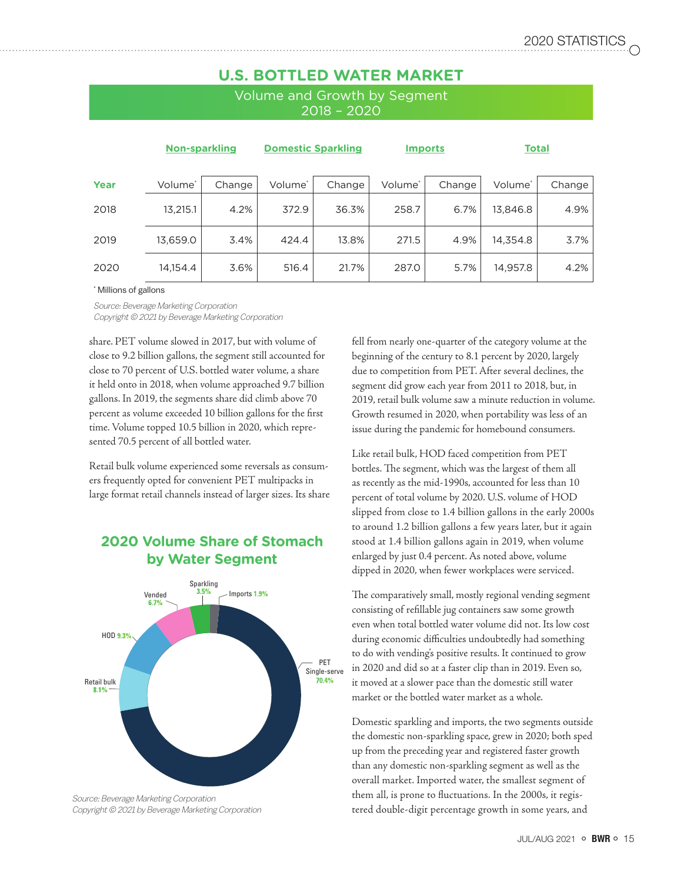## U.S. BOTTLED WATER MARKET

Volume and Growth by Segment
2018 – 2020

| Year | Non-sparkling | | Domestic Sparkling | | Imports | | Total | |
|---|---|---|---|---|---|---|---|---|
| | Volume* | Change | Volume* | Change | Volume* | Change | Volume* | Change |
| 2018 | 13,215.1 | 4.2% | 372.9 | 36.3% | 258.7 | 6.7% | 13,846.8 | 4.9% |
| 2019 | 13,659.0 | 3.4% | 424.4 | 13.8% | 271.5 | 4.9% | 14,354.8 | 3.7% |
| 2020 | 14,154.4 | 3.6% | 516.4 | 21.7% | 287.0 | 5.7% | 14,957.8 | 4.2% |

\* Millions of gallons

*Source: Beverage Marketing Corporation*
*Copyright © 2021 by Beverage Marketing Corporation*

share. PET volume slowed in 2017, but with volume of close to 9.2 billion gallons, the segment still accounted for close to 70 percent of U.S. bottled water volume, a share it held onto in 2018, when volume approached 9.7 billion gallons. In 2019, the segments share did climb above 70 percent as volume exceeded 10 billion gallons for the first time. Volume topped 10.5 billion in 2020, which represented 70.5 percent of all bottled water.

Retail bulk volume experienced some reversals as consumers frequently opted for convenient PET multipacks in large format retail channels instead of larger sizes. Its share fell from nearly one-quarter of the category volume at the beginning of the century to 8.1 percent by 2020, largely due to competition from PET. After several declines, the segment did grow each year from 2011 to 2018, but, in 2019, retail bulk volume saw a minute reduction in volume. Growth resumed in 2020, when portability was less of an issue during the pandemic for homebound consumers.

### 2020 Volume Share of Stomach by Water Segment

| Segment | Share |
|---|---|
| PET Single-serve | 70.4% |
| Retail bulk | 8.1% |
| HOD | 9.3% |
| Vended | 6.7% |
| Sparkling | 3.5% |
| Imports | 1.9% |

*Source: Beverage Marketing Corporation*
*Copyright © 2021 by Beverage Marketing Corporation*

Like retail bulk, HOD faced competition from PET bottles. The segment, which was the largest of them all as recently as the mid-1990s, accounted for less than 10 percent of total volume by 2020. U.S. volume of HOD slipped from close to 1.4 billion gallons in the early 2000s to around 1.2 billion gallons a few years later, but it again stood at 1.4 billion gallons again in 2019, when volume enlarged by just 0.4 percent. As noted above, volume dipped in 2020, when fewer workplaces were serviced.

The comparatively small, mostly regional vending segment consisting of refillable jug containers saw some growth even when total bottled water volume did not. Its low cost during economic difficulties undoubtedly had something to do with vending's positive results. It continued to grow in 2020 and did so at a faster clip than in 2019. Even so, it moved at a slower pace than the domestic still water market or the bottled water market as a whole.

Domestic sparkling and imports, the two segments outside the domestic non-sparkling space, grew in 2020; both sped up from the preceding year and registered faster growth than any domestic non-sparkling segment as well as the overall market. Imported water, the smallest segment of them all, is prone to fluctuations. In the 2000s, it registered double-digit percentage growth in some years, and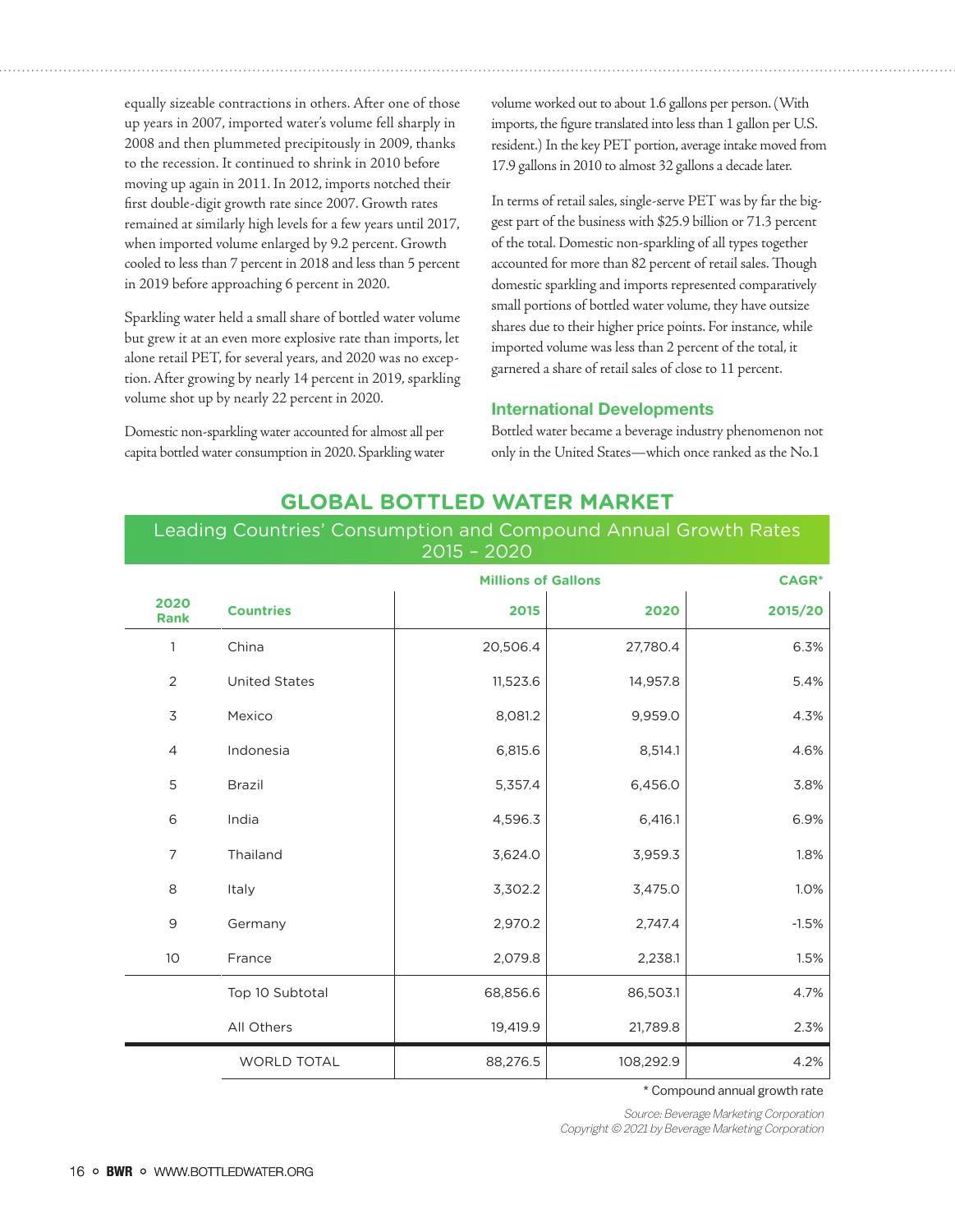equally sizeable contractions in others. After one of those up years in 2007, imported water's volume fell sharply in 2008 and then plummeted precipitously in 2009, thanks to the recession. It continued to shrink in 2010 before moving up again in 2011. In 2012, imports notched their first double-digit growth rate since 2007. Growth rates remained at similarly high levels for a few years until 2017, when imported volume enlarged by 9.2 percent. Growth cooled to less than 7 percent in 2018 and less than 5 percent in 2019 before approaching 6 percent in 2020.

Sparkling water held a small share of bottled water volume but grew it at an even more explosive rate than imports, let alone retail PET, for several years, and 2020 was no exception. After growing by nearly 14 percent in 2019, sparkling volume shot up by nearly 22 percent in 2020.

Domestic non-sparkling water accounted for almost all per capita bottled water consumption in 2020. Sparkling water volume worked out to about 1.6 gallons per person. (With imports, the figure translated into less than 1 gallon per U.S. resident.) In the key PET portion, average intake moved from 17.9 gallons in 2010 to almost 32 gallons a decade later.

In terms of retail sales, single-serve PET was by far the biggest part of the business with $25.9 billion or 71.3 percent of the total. Domestic non-sparkling of all types together accounted for more than 82 percent of retail sales. Though domestic sparkling and imports represented comparatively small portions of bottled water volume, they have outsize shares due to their higher price points. For instance, while imported volume was less than 2 percent of the total, it garnered a share of retail sales of close to 11 percent.

## International Developments

Bottled water became a beverage industry phenomenon not only in the United States—which once ranked as the No.1

## GLOBAL BOTTLED WATER MARKET

### Leading Countries' Consumption and Compound Annual Growth Rates 2015 – 2020

| | | Millions of Gallons | | CAGR* |
|---|---|---|---|---|
| 2020 Rank | Countries | 2015 | 2020 | 2015/20 |
| 1 | China | 20,506.4 | 27,780.4 | 6.3% |
| 2 | United States | 11,523.6 | 14,957.8 | 5.4% |
| 3 | Mexico | 8,081.2 | 9,959.0 | 4.3% |
| 4 | Indonesia | 6,815.6 | 8,514.1 | 4.6% |
| 5 | Brazil | 5,357.4 | 6,456.0 | 3.8% |
| 6 | India | 4,596.3 | 6,416.1 | 6.9% |
| 7 | Thailand | 3,624.0 | 3,959.3 | 1.8% |
| 8 | Italy | 3,302.2 | 3,475.0 | 1.0% |
| 9 | Germany | 2,970.2 | 2,747.4 | -1.5% |
| 10 | France | 2,079.8 | 2,238.1 | 1.5% |
| | Top 10 Subtotal | 68,856.6 | 86,503.1 | 4.7% |
| | All Others | 19,419.9 | 21,789.8 | 2.3% |
| | WORLD TOTAL | 88,276.5 | 108,292.9 | 4.2% |

* Compound annual growth rate

*Source: Beverage Marketing Corporation*
*Copyright © 2021 by Beverage Marketing Corporation*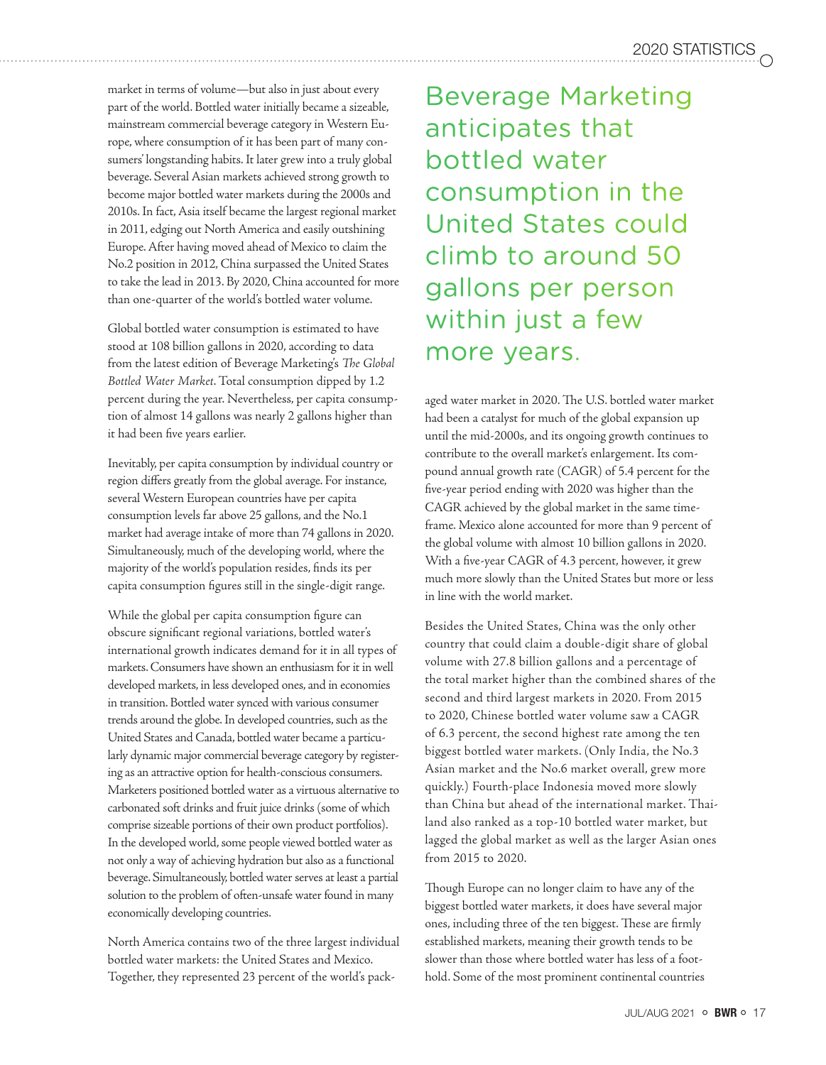market in terms of volume—but also in just about every part of the world. Bottled water initially became a sizeable, mainstream commercial beverage category in Western Europe, where consumption of it has been part of many consumers' longstanding habits. It later grew into a truly global beverage. Several Asian markets achieved strong growth to become major bottled water markets during the 2000s and 2010s. In fact, Asia itself became the largest regional market in 2011, edging out North America and easily outshining Europe. After having moved ahead of Mexico to claim the No.2 position in 2012, China surpassed the United States to take the lead in 2013. By 2020, China accounted for more than one-quarter of the world's bottled water volume.

Global bottled water consumption is estimated to have stood at 108 billion gallons in 2020, according to data from the latest edition of Beverage Marketing's *The Global Bottled Water Market*. Total consumption dipped by 1.2 percent during the year. Nevertheless, per capita consumption of almost 14 gallons was nearly 2 gallons higher than it had been five years earlier.

Inevitably, per capita consumption by individual country or region differs greatly from the global average. For instance, several Western European countries have per capita consumption levels far above 25 gallons, and the No.1 market had average intake of more than 74 gallons in 2020. Simultaneously, much of the developing world, where the majority of the world's population resides, finds its per capita consumption figures still in the single-digit range.

While the global per capita consumption figure can obscure significant regional variations, bottled water's international growth indicates demand for it in all types of markets. Consumers have shown an enthusiasm for it in well developed markets, in less developed ones, and in economies in transition. Bottled water synced with various consumer trends around the globe. In developed countries, such as the United States and Canada, bottled water became a particularly dynamic major commercial beverage category by registering as an attractive option for health-conscious consumers. Marketers positioned bottled water as a virtuous alternative to carbonated soft drinks and fruit juice drinks (some of which comprise sizeable portions of their own product portfolios). In the developed world, some people viewed bottled water as not only a way of achieving hydration but also as a functional beverage. Simultaneously, bottled water serves at least a partial solution to the problem of often-unsafe water found in many economically developing countries.

North America contains two of the three largest individual bottled water markets: the United States and Mexico. Together, they represented 23 percent of the world's packaged water market in 2020. The U.S. bottled water market had been a catalyst for much of the global expansion up until the mid-2000s, and its ongoing growth continues to contribute to the overall market's enlargement. Its compound annual growth rate (CAGR) of 5.4 percent for the five-year period ending with 2020 was higher than the CAGR achieved by the global market in the same timeframe. Mexico alone accounted for more than 9 percent of the global volume with almost 10 billion gallons in 2020. With a five-year CAGR of 4.3 percent, however, it grew much more slowly than the United States but more or less in line with the world market.

> Beverage Marketing anticipates that bottled water consumption in the United States could climb to around 50 gallons per person within just a few more years.

Besides the United States, China was the only other country that could claim a double-digit share of global volume with 27.8 billion gallons and a percentage of the total market higher than the combined shares of the second and third largest markets in 2020. From 2015 to 2020, Chinese bottled water volume saw a CAGR of 6.3 percent, the second highest rate among the ten biggest bottled water markets. (Only India, the No.3 Asian market and the No.6 market overall, grew more quickly.) Fourth-place Indonesia moved more slowly than China but ahead of the international market. Thailand also ranked as a top-10 bottled water market, but lagged the global market as well as the larger Asian ones from 2015 to 2020.

Though Europe can no longer claim to have any of the biggest bottled water markets, it does have several major ones, including three of the ten biggest. These are firmly established markets, meaning their growth tends to be slower than those where bottled water has less of a foothold. Some of the most prominent continental countries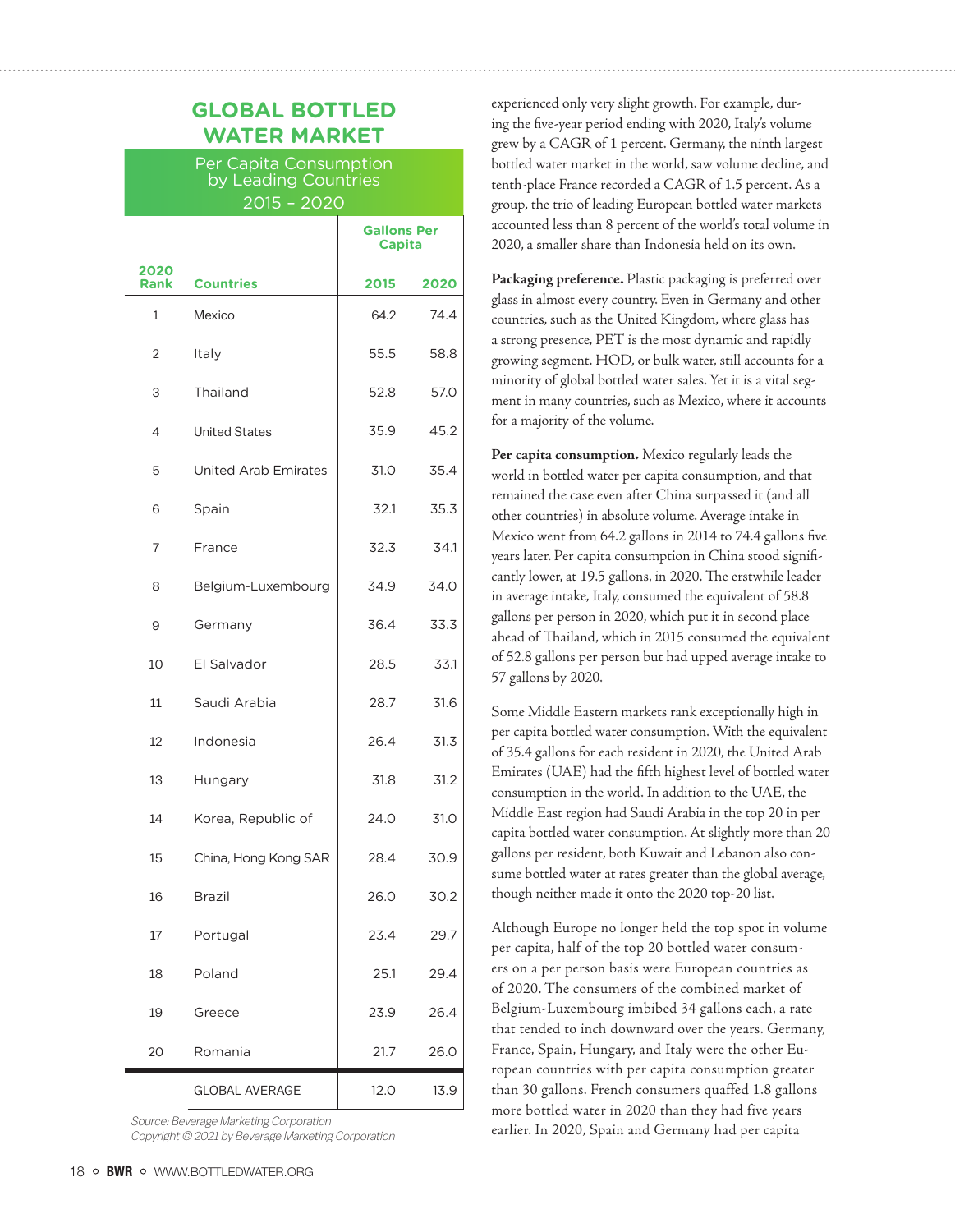## GLOBAL BOTTLED WATER MARKET

### Per Capita Consumption by Leading Countries 2015 – 2020

| 2020 Rank | Countries | Gallons Per Capita 2015 | 2020 |
|---|---|---|---|
| 1 | Mexico | 64.2 | 74.4 |
| 2 | Italy | 55.5 | 58.8 |
| 3 | Thailand | 52.8 | 57.0 |
| 4 | United States | 35.9 | 45.2 |
| 5 | United Arab Emirates | 31.0 | 35.4 |
| 6 | Spain | 32.1 | 35.3 |
| 7 | France | 32.3 | 34.1 |
| 8 | Belgium-Luxembourg | 34.9 | 34.0 |
| 9 | Germany | 36.4 | 33.3 |
| 10 | El Salvador | 28.5 | 33.1 |
| 11 | Saudi Arabia | 28.7 | 31.6 |
| 12 | Indonesia | 26.4 | 31.3 |
| 13 | Hungary | 31.8 | 31.2 |
| 14 | Korea, Republic of | 24.0 | 31.0 |
| 15 | China, Hong Kong SAR | 28.4 | 30.9 |
| 16 | Brazil | 26.0 | 30.2 |
| 17 | Portugal | 23.4 | 29.7 |
| 18 | Poland | 25.1 | 29.4 |
| 19 | Greece | 23.9 | 26.4 |
| 20 | Romania | 21.7 | 26.0 |
| | GLOBAL AVERAGE | 12.0 | 13.9 |

*Source: Beverage Marketing Corporation*
*Copyright © 2021 by Beverage Marketing Corporation*

experienced only very slight growth. For example, during the five-year period ending with 2020, Italy's volume grew by a CAGR of 1 percent. Germany, the ninth largest bottled water market in the world, saw volume decline, and tenth-place France recorded a CAGR of 1.5 percent. As a group, the trio of leading European bottled water markets accounted less than 8 percent of the world's total volume in 2020, a smaller share than Indonesia held on its own.

**Packaging preference.** Plastic packaging is preferred over glass in almost every country. Even in Germany and other countries, such as the United Kingdom, where glass has a strong presence, PET is the most dynamic and rapidly growing segment. HOD, or bulk water, still accounts for a minority of global bottled water sales. Yet it is a vital segment in many countries, such as Mexico, where it accounts for a majority of the volume.

**Per capita consumption.** Mexico regularly leads the world in bottled water per capita consumption, and that remained the case even after China surpassed it (and all other countries) in absolute volume. Average intake in Mexico went from 64.2 gallons in 2014 to 74.4 gallons five years later. Per capita consumption in China stood significantly lower, at 19.5 gallons, in 2020. The erstwhile leader in average intake, Italy, consumed the equivalent of 58.8 gallons per person in 2020, which put it in second place ahead of Thailand, which in 2015 consumed the equivalent of 52.8 gallons per person but had upped average intake to 57 gallons by 2020.

Some Middle Eastern markets rank exceptionally high in per capita bottled water consumption. With the equivalent of 35.4 gallons for each resident in 2020, the United Arab Emirates (UAE) had the fifth highest level of bottled water consumption in the world. In addition to the UAE, the Middle East region had Saudi Arabia in the top 20 in per capita bottled water consumption. At slightly more than 20 gallons per resident, both Kuwait and Lebanon also consume bottled water at rates greater than the global average, though neither made it onto the 2020 top-20 list.

Although Europe no longer held the top spot in volume per capita, half of the top 20 bottled water consumers on a per person basis were European countries as of 2020. The consumers of the combined market of Belgium-Luxembourg imbibed 34 gallons each, a rate that tended to inch downward over the years. Germany, France, Spain, Hungary, and Italy were the other European countries with per capita consumption greater than 30 gallons. French consumers quaffed 1.8 gallons more bottled water in 2020 than they had five years earlier. In 2020, Spain and Germany had per capita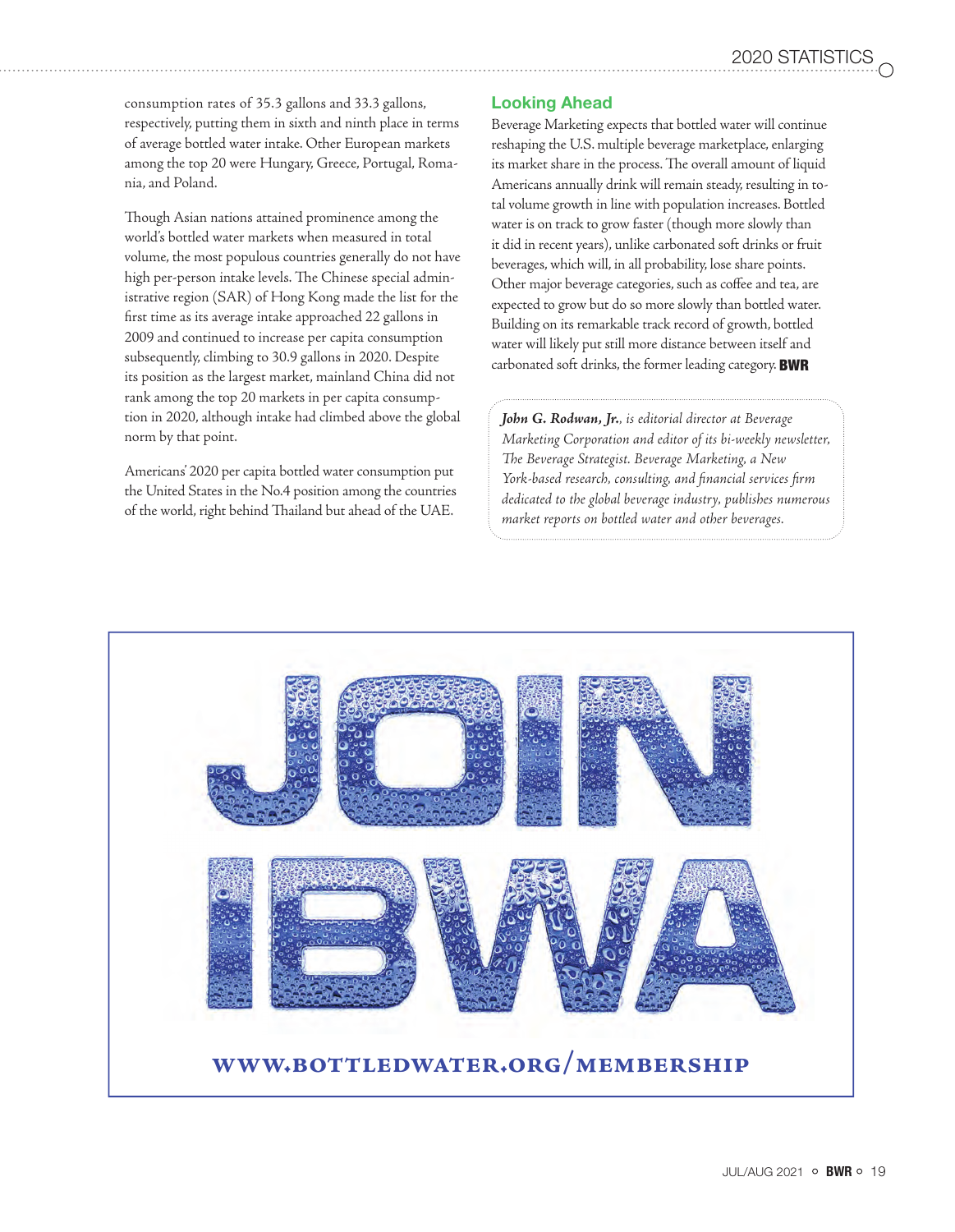consumption rates of 35.3 gallons and 33.3 gallons, respectively, putting them in sixth and ninth place in terms of average bottled water intake. Other European markets among the top 20 were Hungary, Greece, Portugal, Romania, and Poland.

Though Asian nations attained prominence among the world's bottled water markets when measured in total volume, the most populous countries generally do not have high per-person intake levels. The Chinese special administrative region (SAR) of Hong Kong made the list for the first time as its average intake approached 22 gallons in 2009 and continued to increase per capita consumption subsequently, climbing to 30.9 gallons in 2020. Despite its position as the largest market, mainland China did not rank among the top 20 markets in per capita consumption in 2020, although intake had climbed above the global norm by that point.

Americans' 2020 per capita bottled water consumption put the United States in the No.4 position among the countries of the world, right behind Thailand but ahead of the UAE.

## Looking Ahead

Beverage Marketing expects that bottled water will continue reshaping the U.S. multiple beverage marketplace, enlarging its market share in the process. The overall amount of liquid Americans annually drink will remain steady, resulting in total volume growth in line with population increases. Bottled water is on track to grow faster (though more slowly than it did in recent years), unlike carbonated soft drinks or fruit beverages, which will, in all probability, lose share points. Other major beverage categories, such as coffee and tea, are expected to grow but do so more slowly than bottled water. Building on its remarkable track record of growth, bottled water will likely put still more distance between itself and carbonated soft drinks, the former leading category. **BWR**

***John G. Rodwan, Jr.**, is editorial director at Beverage Marketing Corporation and editor of its bi-weekly newsletter, The Beverage Strategist. Beverage Marketing, a New York-based research, consulting, and financial services firm dedicated to the global beverage industry, publishes numerous market reports on bottled water and other beverages.*

JOIN IBWA

WWW.BOTTLEDWATER.ORG/MEMBERSHIP